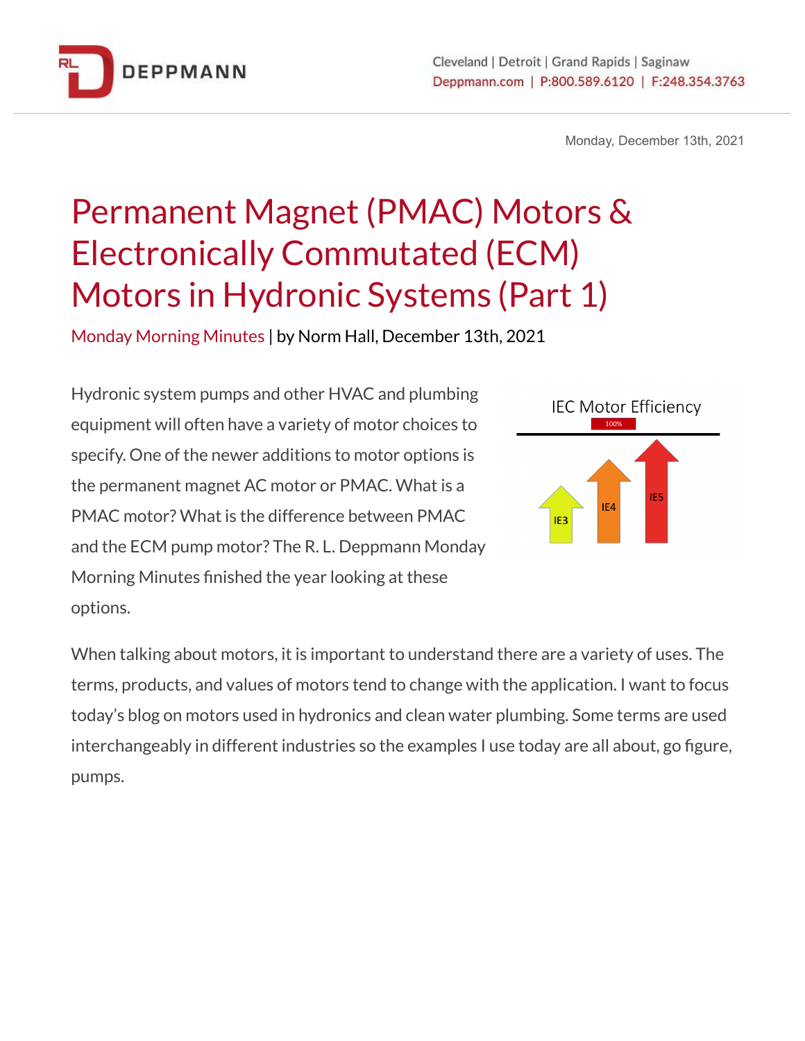Monday, December 13th, 2021

# Permanent Magnet (PMAC) Motors & Electronically Commutated (ECM) Motors in Hydronic Systems (Part 1)

Monday Morning Minutes | by Norm Hall, December 13th, 2021

Hydronic system pumps and other HVAC and plumbing equipment will often have a variety of motor choices to specify. One of the newer additions to motor options is the permanent magnet AC motor or PMAC. What is a PMAC motor? What is the difference between PMAC and the ECM pump motor? The R. L. Deppmann Monday Morning Minutes finished the year looking at these options.

When talking about motors, it is important to understand there are a variety of uses. The terms, products, and values of motors tend to change with the application. I want to focus today's blog on motors used in hydronics and clean water plumbing. Some terms are used interchangeably in different industries so the examples I use today are all about, go figure, pumps.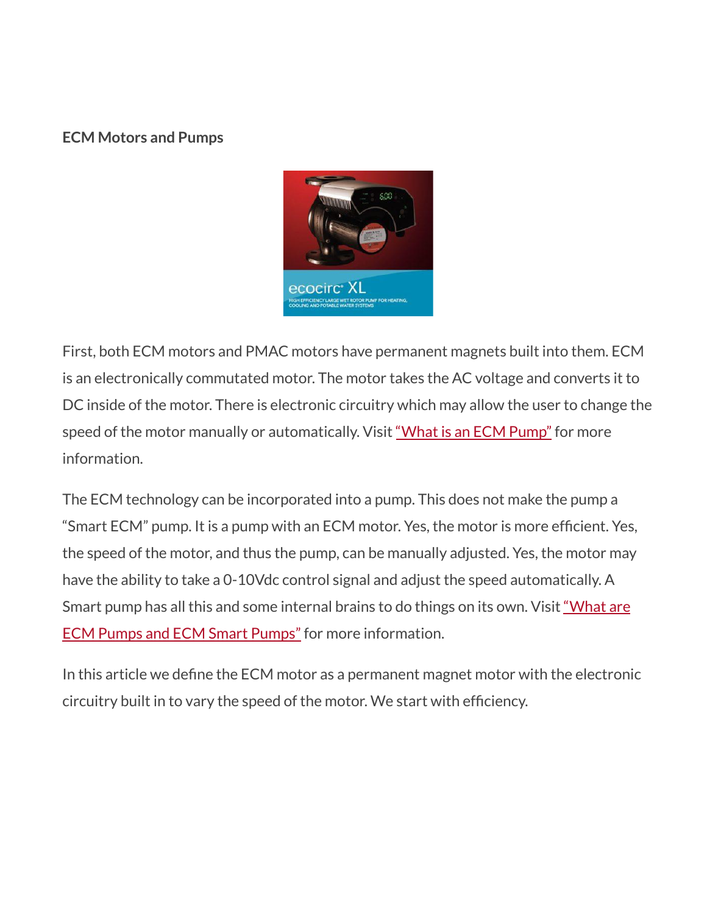**ECM Motors and Pumps**

First, both ECM motors and PMAC motors have permanent magnets built into them. ECM is an electronically commutated motor. The motor takes the AC voltage and converts it to DC inside of the motor. There is electronic circuitry which may allow the user to change the speed of the motor manually or automatically. Visit "What is an ECM Pump" for more information.

The ECM technology can be incorporated into a pump. This does not make the pump a "Smart ECM" pump. It is a pump with an ECM motor. Yes, the motor is more efficient. Yes, the speed of the motor, and thus the pump, can be manually adjusted. Yes, the motor may have the ability to take a 0-10Vdc control signal and adjust the speed automatically. A Smart pump has all this and some internal brains to do things on its own. Visit "What are ECM Pumps and ECM Smart Pumps" for more information.

In this article we define the ECM motor as a permanent magnet motor with the electronic circuitry built in to vary the speed of the motor. We start with efficiency.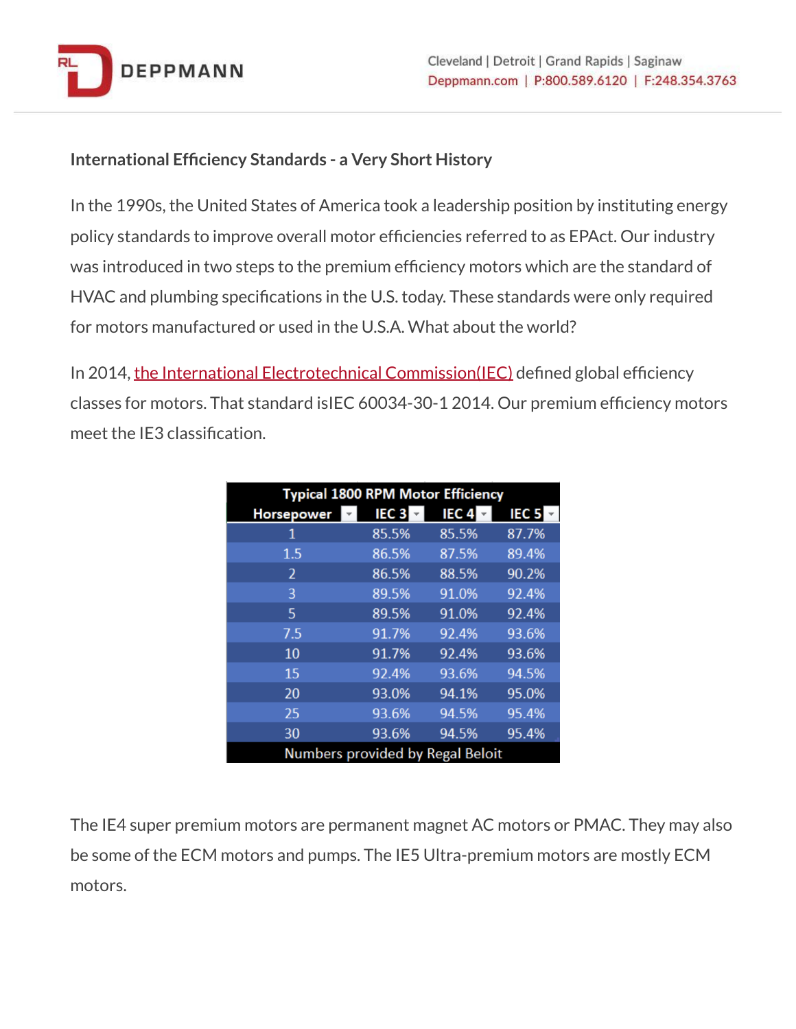### International Efficiency Standards - a Very Short History

In the 1990s, the United States of America took a leadership position by instituting energy policy standards to improve overall motor efficiencies referred to as EPAct. Our industry was introduced in two steps to the premium efficiency motors which are the standard of HVAC and plumbing specifications in the U.S. today. These standards were only required for motors manufactured or used in the U.S.A. What about the world?

In 2014, [the International Electrotechnical Commission(IEC)]() defined global efficiency classes for motors. That standard isIEC 60034-30-1 2014. Our premium efficiency motors meet the IE3 classification.

| Typical 1800 RPM Motor Efficiency | | | |
|---|---|---|---|
| **Horsepower** | **IEC 3** | **IEC 4** | **IEC 5** |
| 1 | 85.5% | 85.5% | 87.7% |
| 1.5 | 86.5% | 87.5% | 89.4% |
| 2 | 86.5% | 88.5% | 90.2% |
| 3 | 89.5% | 91.0% | 92.4% |
| 5 | 89.5% | 91.0% | 92.4% |
| 7.5 | 91.7% | 92.4% | 93.6% |
| 10 | 91.7% | 92.4% | 93.6% |
| 15 | 92.4% | 93.6% | 94.5% |
| 20 | 93.0% | 94.1% | 95.0% |
| 25 | 93.6% | 94.5% | 95.4% |
| 30 | 93.6% | 94.5% | 95.4% |

Numbers provided by Regal Beloit

The IE4 super premium motors are permanent magnet AC motors or PMAC. They may also be some of the ECM motors and pumps. The IE5 Ultra-premium motors are mostly ECM motors.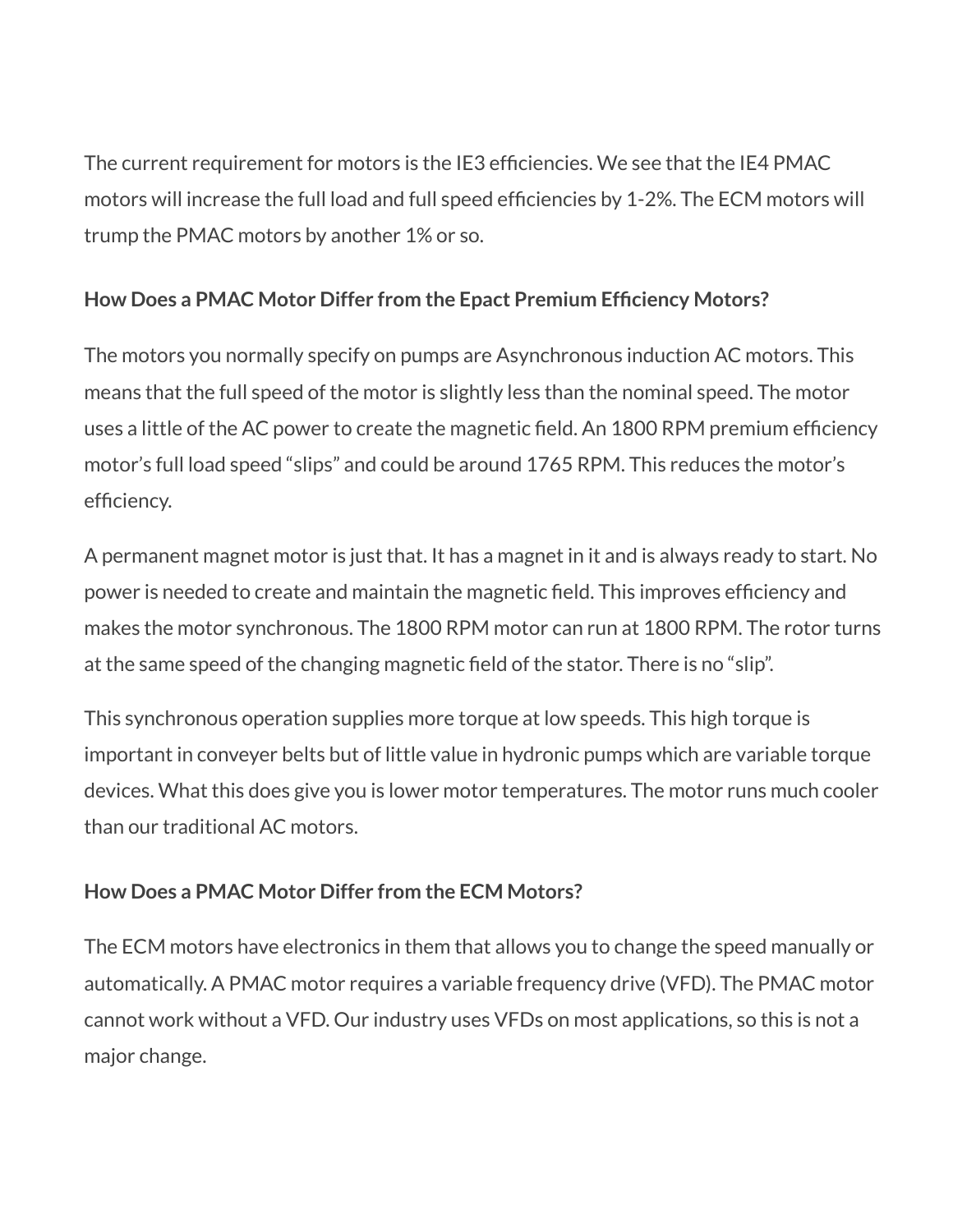The current requirement for motors is the IE3 efficiencies. We see that the IE4 PMAC motors will increase the full load and full speed efficiencies by 1-2%. The ECM motors will trump the PMAC motors by another 1% or so.

**How Does a PMAC Motor Differ from the Epact Premium Efficiency Motors?**

The motors you normally specify on pumps are Asynchronous induction AC motors. This means that the full speed of the motor is slightly less than the nominal speed. The motor uses a little of the AC power to create the magnetic field. An 1800 RPM premium efficiency motor's full load speed "slips" and could be around 1765 RPM. This reduces the motor's efficiency.

A permanent magnet motor is just that. It has a magnet in it and is always ready to start. No power is needed to create and maintain the magnetic field. This improves efficiency and makes the motor synchronous. The 1800 RPM motor can run at 1800 RPM. The rotor turns at the same speed of the changing magnetic field of the stator. There is no "slip".

This synchronous operation supplies more torque at low speeds. This high torque is important in conveyer belts but of little value in hydronic pumps which are variable torque devices. What this does give you is lower motor temperatures. The motor runs much cooler than our traditional AC motors.

**How Does a PMAC Motor Differ from the ECM Motors?**

The ECM motors have electronics in them that allows you to change the speed manually or automatically. A PMAC motor requires a variable frequency drive (VFD). The PMAC motor cannot work without a VFD. Our industry uses VFDs on most applications, so this is not a major change.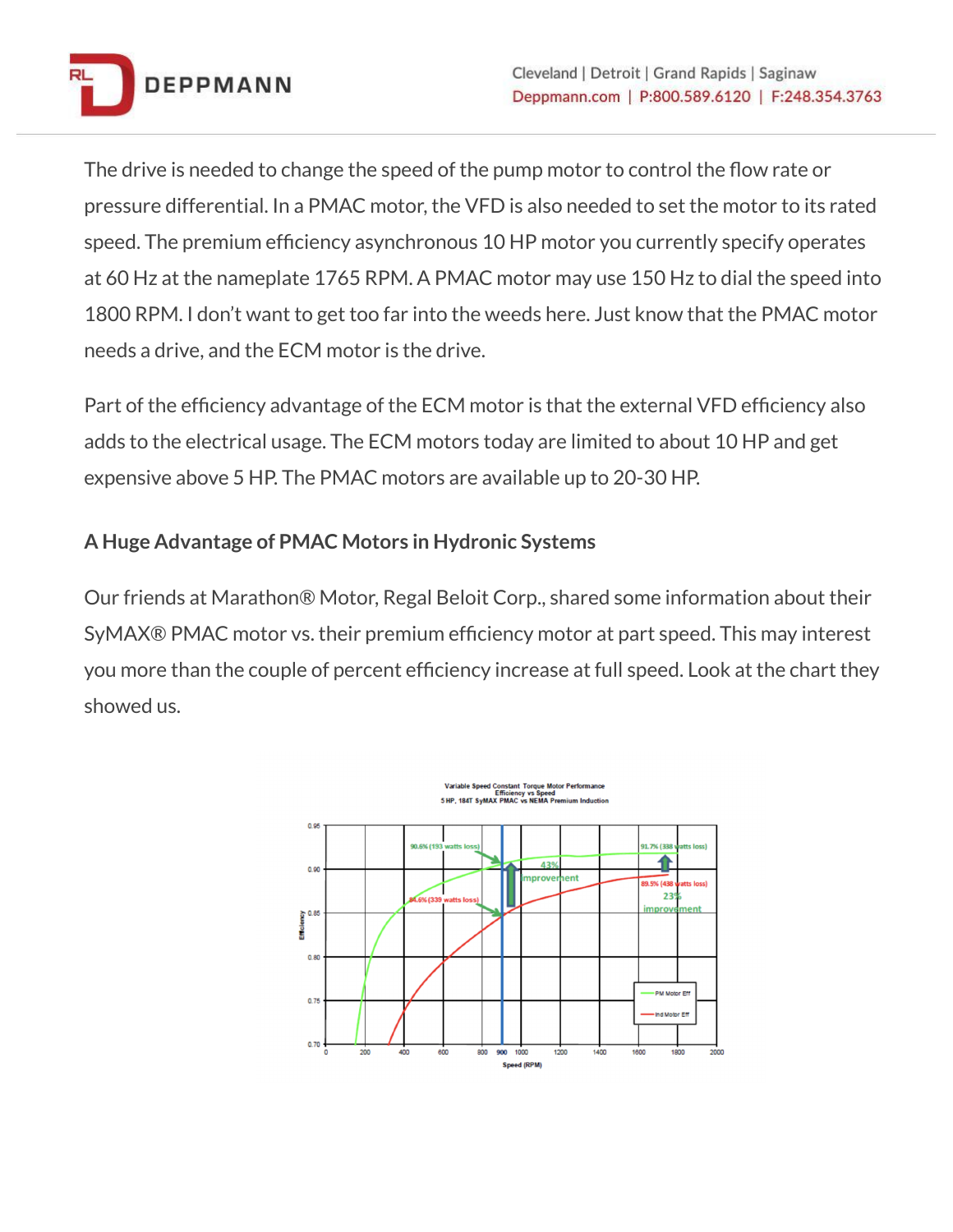The drive is needed to change the speed of the pump motor to control the flow rate or pressure differential. In a PMAC motor, the VFD is also needed to set the motor to its rated speed. The premium efficiency asynchronous 10 HP motor you currently specify operates at 60 Hz at the nameplate 1765 RPM. A PMAC motor may use 150 Hz to dial the speed into 1800 RPM. I don't want to get too far into the weeds here. Just know that the PMAC motor needs a drive, and the ECM motor is the drive.

Part of the efficiency advantage of the ECM motor is that the external VFD efficiency also adds to the electrical usage. The ECM motors today are limited to about 10 HP and get expensive above 5 HP. The PMAC motors are available up to 20-30 HP.

### A Huge Advantage of PMAC Motors in Hydronic Systems

Our friends at Marathon® Motor, Regal Beloit Corp., shared some information about their SyMAX® PMAC motor vs. their premium efficiency motor at part speed. This may interest you more than the couple of percent efficiency increase at full speed. Look at the chart they showed us.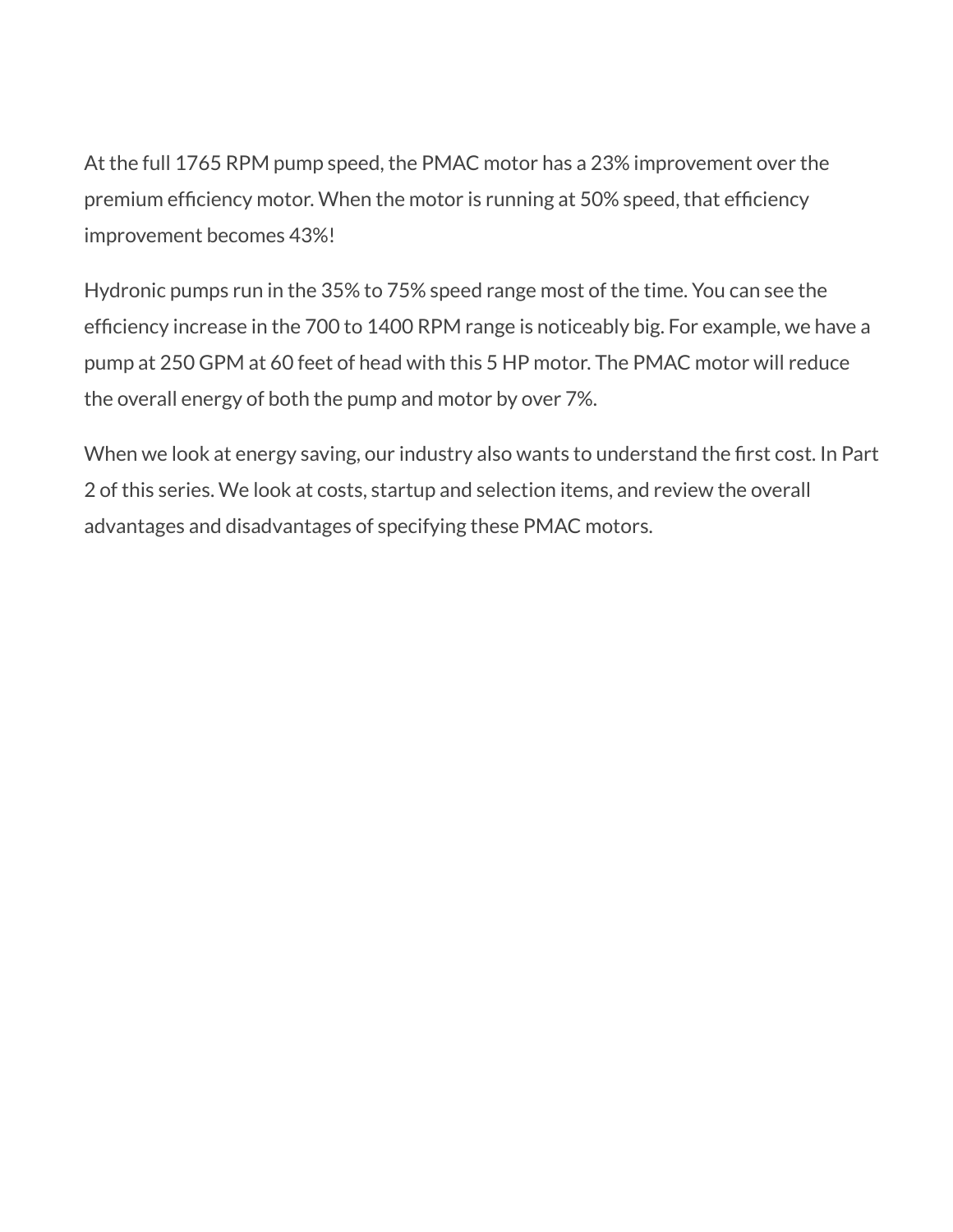At the full 1765 RPM pump speed, the PMAC motor has a 23% improvement over the premium efficiency motor. When the motor is running at 50% speed, that efficiency improvement becomes 43%!

Hydronic pumps run in the 35% to 75% speed range most of the time. You can see the efficiency increase in the 700 to 1400 RPM range is noticeably big. For example, we have a pump at 250 GPM at 60 feet of head with this 5 HP motor. The PMAC motor will reduce the overall energy of both the pump and motor by over 7%.

When we look at energy saving, our industry also wants to understand the first cost. In Part 2 of this series. We look at costs, startup and selection items, and review the overall advantages and disadvantages of specifying these PMAC motors.